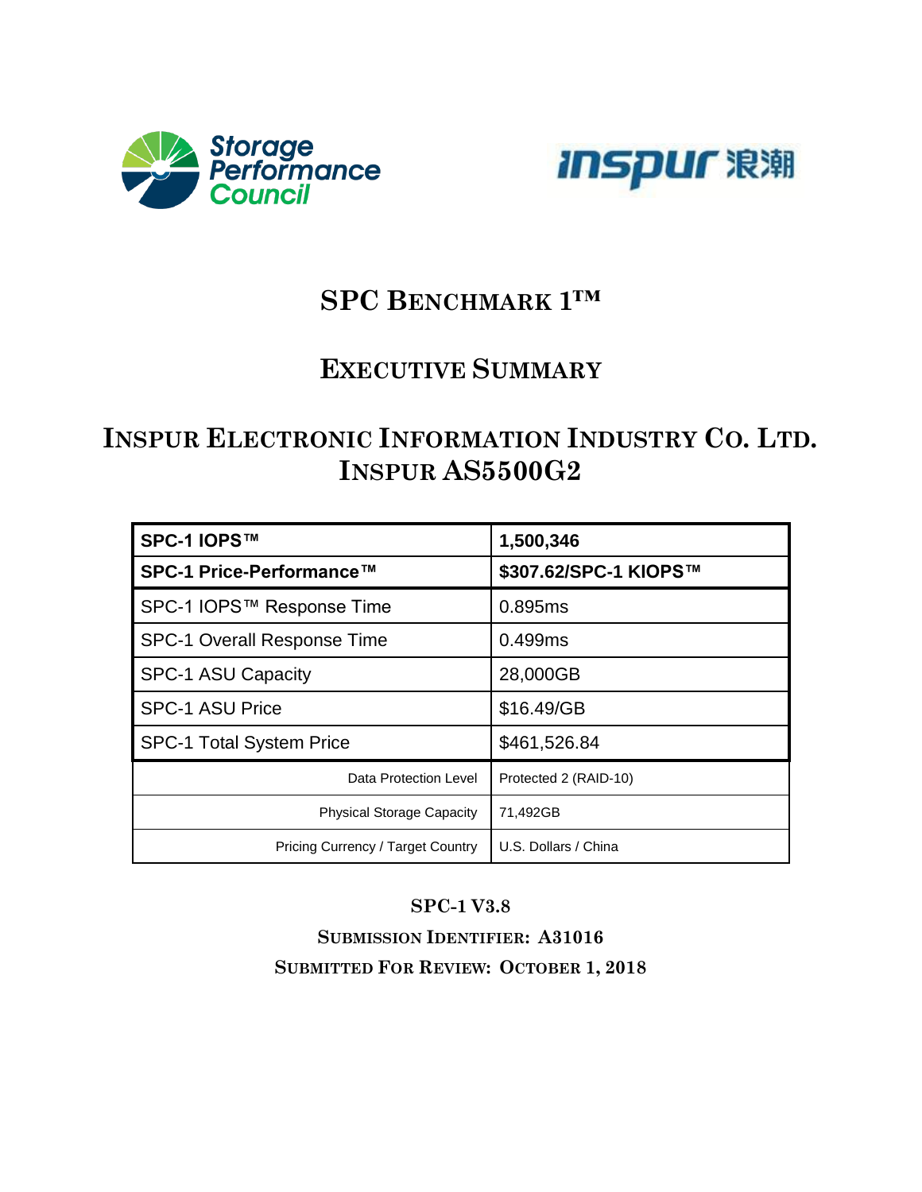# SPC BENCHMARK 1™

# EXECUTIVE SUMMARY

# INSPUR ELECTRONIC INFORMATION INDUSTRY CO. LTD.
# INSPUR AS5500G2

| | |
|---|---|
| **SPC-1 IOPS™** | **1,500,346** |
| **SPC-1 Price-Performance™** | **$307.62/SPC-1 KIOPS™** |
| SPC-1 IOPS™ Response Time | 0.895ms |
| SPC-1 Overall Response Time | 0.499ms |
| SPC-1 ASU Capacity | 28,000GB |
| SPC-1 ASU Price | $16.49/GB |
| SPC-1 Total System Price | $461,526.84 |
| Data Protection Level | Protected 2 (RAID-10) |
| Physical Storage Capacity | 71,492GB |
| Pricing Currency / Target Country | U.S. Dollars / China |

**SPC-1 V3.8**

**SUBMISSION IDENTIFIER: A31016**

**SUBMITTED FOR REVIEW: OCTOBER 1, 2018**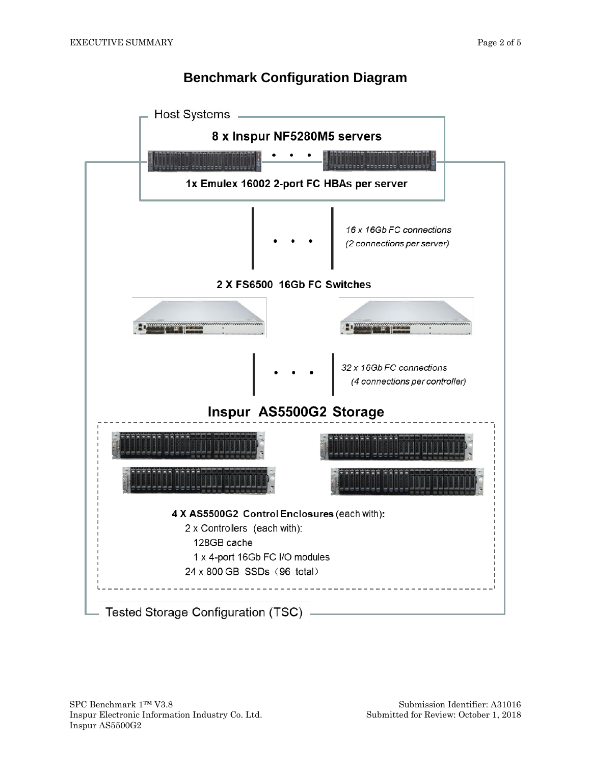# Benchmark Configuration Diagram

Host Systems

**8 x Inspur NF5280M5 servers**

**1x Emulex 16002 2-port FC HBAs per server**

*16 x 16Gb FC connections*
*(2 connections per server)*

**2 X FS6500 16Gb FC Switches**

*32 x 16Gb FC connections*
*(4 connections per controller)*

**Inspur AS5500G2 Storage**

**4 X AS5500G2 Control Enclosures** (each with)**:**
- 2 x Controllers (each with):
  - 128GB cache
  - 1 x 4-port 16Gb FC I/O modules
- 24 x 800 GB SSDs（96 total）

Tested Storage Configuration (TSC)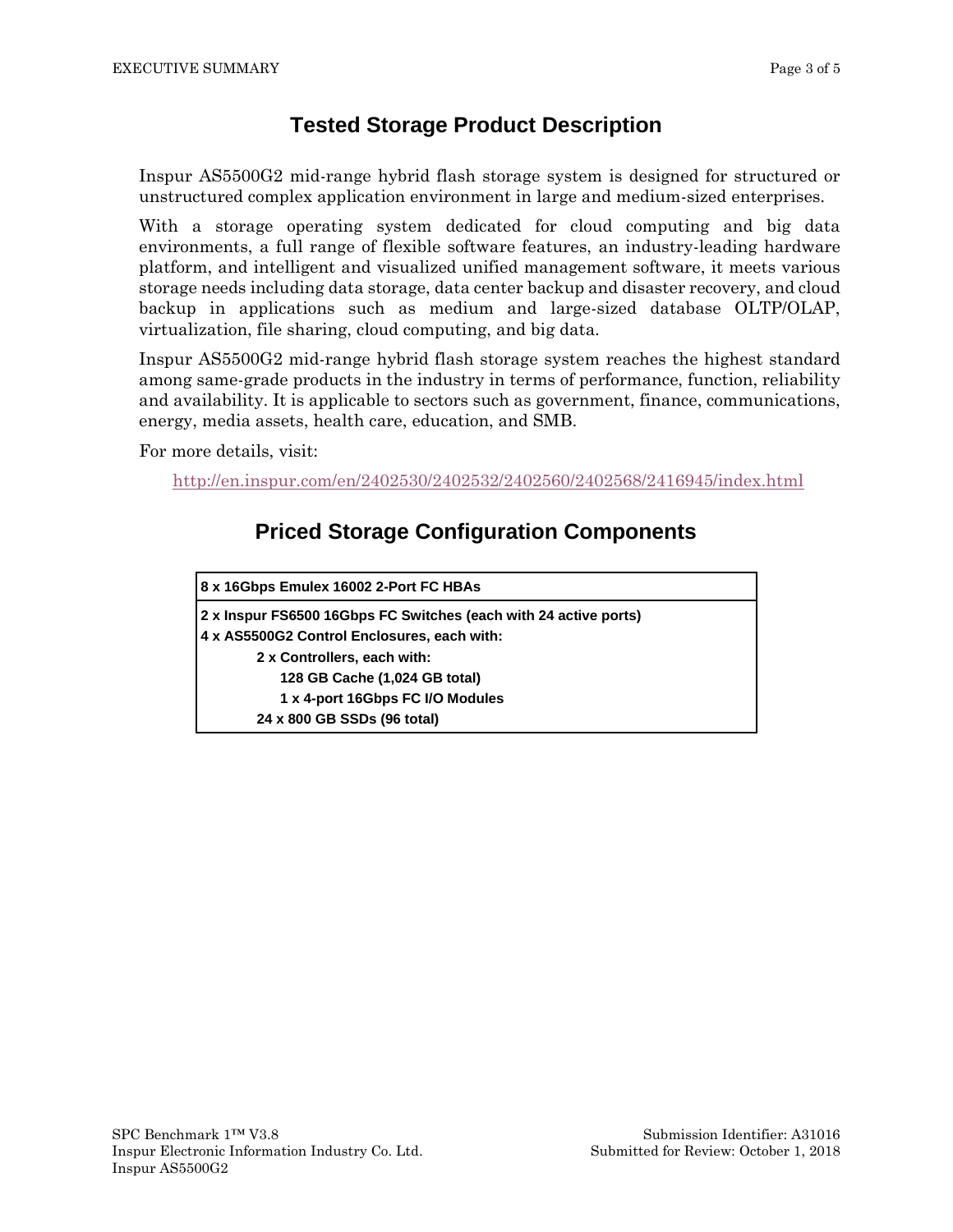## Tested Storage Product Description

Inspur AS5500G2 mid-range hybrid flash storage system is designed for structured or unstructured complex application environment in large and medium-sized enterprises.

With a storage operating system dedicated for cloud computing and big data environments, a full range of flexible software features, an industry-leading hardware platform, and intelligent and visualized unified management software, it meets various storage needs including data storage, data center backup and disaster recovery, and cloud backup in applications such as medium and large-sized database OLTP/OLAP, virtualization, file sharing, cloud computing, and big data.

Inspur AS5500G2 mid-range hybrid flash storage system reaches the highest standard among same-grade products in the industry in terms of performance, function, reliability and availability. It is applicable to sectors such as government, finance, communications, energy, media assets, health care, education, and SMB.

For more details, visit:

http://en.inspur.com/en/2402530/2402532/2402560/2402568/2416945/index.html

## Priced Storage Configuration Components

| |
|---|
| **8 x 16Gbps Emulex 16002 2-Port FC HBAs** |
| **2 x Inspur FS6500 16Gbps FC Switches (each with 24 active ports)**<br>**4 x AS5500G2 Control Enclosures, each with:**<br>&nbsp;&nbsp;&nbsp;&nbsp;**2 x Controllers, each with:**<br>&nbsp;&nbsp;&nbsp;&nbsp;&nbsp;&nbsp;&nbsp;&nbsp;**128 GB Cache (1,024 GB total)**<br>&nbsp;&nbsp;&nbsp;&nbsp;&nbsp;&nbsp;&nbsp;&nbsp;**1 x 4-port 16Gbps FC I/O Modules**<br>&nbsp;&nbsp;&nbsp;&nbsp;**24 x 800 GB SSDs (96 total)** |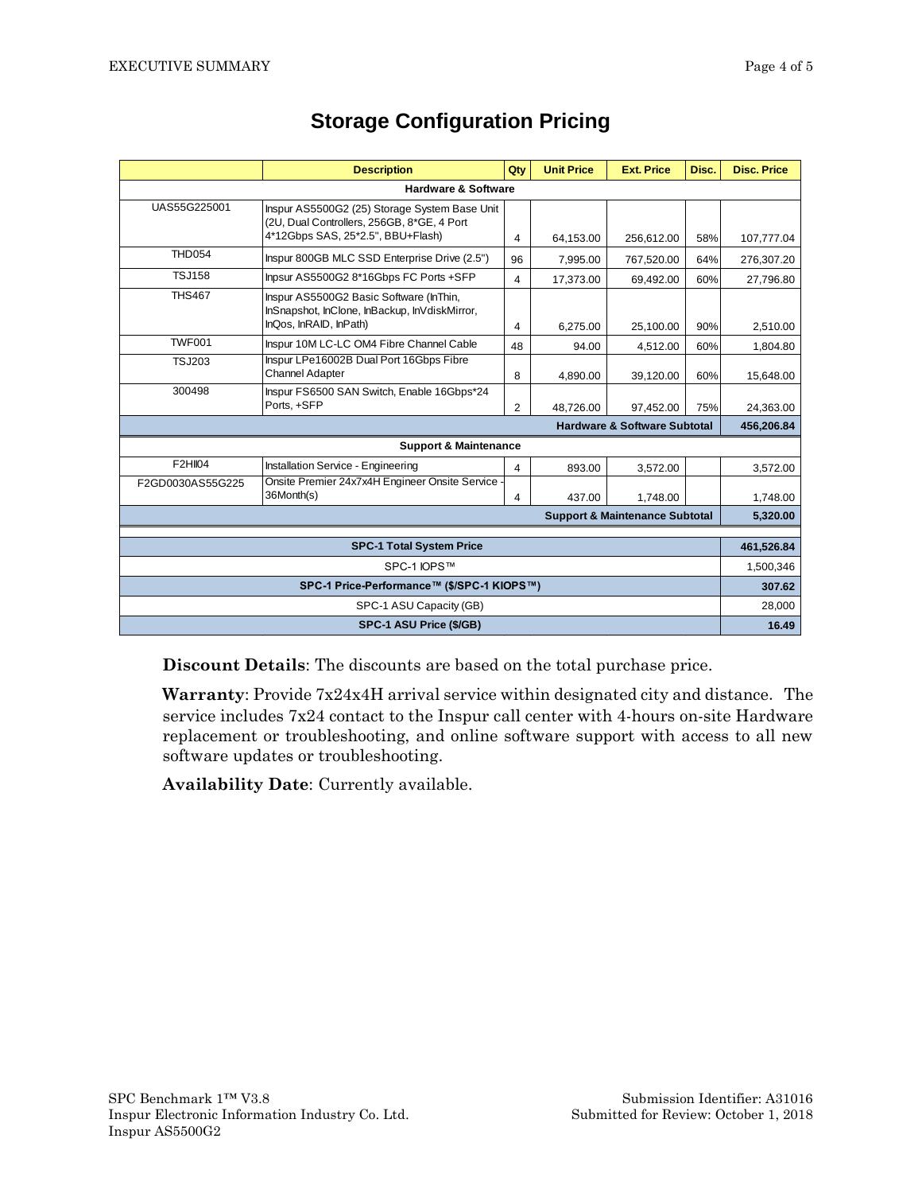## Storage Configuration Pricing

| | Description | Qty | Unit Price | Ext. Price | Disc. | Disc. Price |
|---|---|---|---|---|---|---|
| **Hardware & Software** | | | | | | |
| UAS55G225001 | Inspur AS5500G2 (25) Storage System Base Unit (2U, Dual Controllers, 256GB, 8*GE, 4 Port 4*12Gbps SAS, 25*2.5", BBU+Flash) | 4 | 64,153.00 | 256,612.00 | 58% | 107,777.04 |
| THD054 | Inspur 800GB MLC SSD Enterprise Drive (2.5") | 96 | 7,995.00 | 767,520.00 | 64% | 276,307.20 |
| TSJ158 | Inpsur AS5500G2 8*16Gbps FC Ports +SFP | 4 | 17,373.00 | 69,492.00 | 60% | 27,796.80 |
| THS467 | Inspur AS5500G2 Basic Software (InThin, InSnapshot, InClone, InBackup, InVdiskMirror, InQos, InRAID, InPath) | 4 | 6,275.00 | 25,100.00 | 90% | 2,510.00 |
| TWF001 | Inspur 10M LC-LC OM4 Fibre Channel Cable | 48 | 94.00 | 4,512.00 | 60% | 1,804.80 |
| TSJ203 | Inspur LPe16002B Dual Port 16Gbps Fibre Channel Adapter | 8 | 4,890.00 | 39,120.00 | 60% | 15,648.00 |
| 300498 | Inspur FS6500 SAN Switch, Enable 16Gbps*24 Ports, +SFP | 2 | 48,726.00 | 97,452.00 | 75% | 24,363.00 |
| | | | | **Hardware & Software Subtotal** | | **456,206.84** |
| **Support & Maintenance** | | | | | | |
| F2HII04 | Installation Service - Engineering | 4 | 893.00 | 3,572.00 | | 3,572.00 |
| F2GD0030AS55G225 | Onsite Premier 24x7x4H Engineer Onsite Service - 36Month(s) | 4 | 437.00 | 1,748.00 | | 1,748.00 |
| | | | | **Support & Maintenance Subtotal** | | **5,320.00** |
| **SPC-1 Total System Price** | | | | | | **461,526.84** |
| SPC-1 IOPS™ | | | | | | 1,500,346 |
| **SPC-1 Price-Performance™ ($/SPC-1 KIOPS™)** | | | | | | **307.62** |
| SPC-1 ASU Capacity (GB) | | | | | | 28,000 |
| **SPC-1 ASU Price ($/GB)** | | | | | | **16.49** |

**Discount Details**: The discounts are based on the total purchase price.

**Warranty**: Provide 7x24x4H arrival service within designated city and distance. The service includes 7x24 contact to the Inspur call center with 4-hours on-site Hardware replacement or troubleshooting, and online software support with access to all new software updates or troubleshooting.

**Availability Date**: Currently available.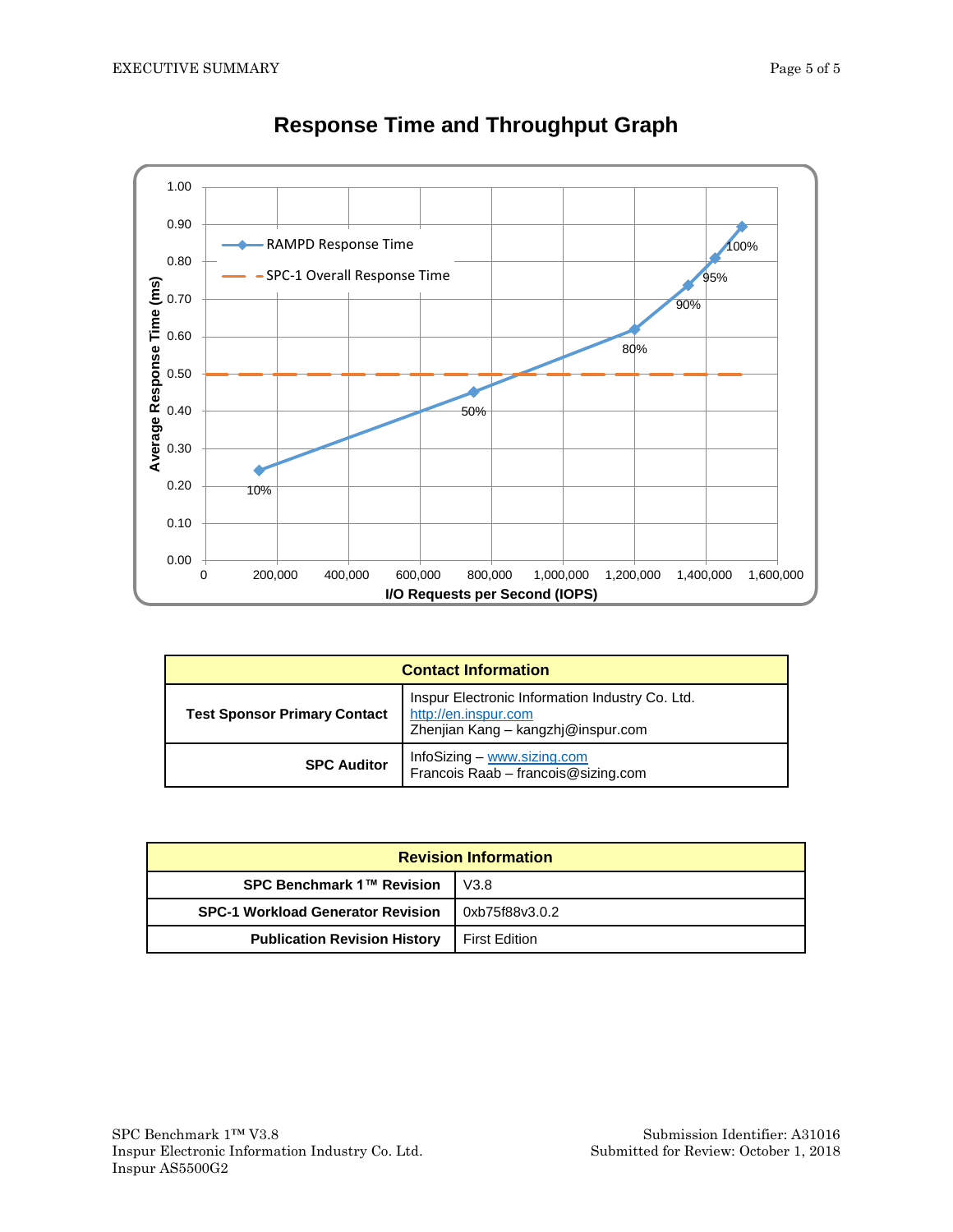## Response Time and Throughput Graph

1.00
0.90
0.80
0.70
0.60
0.50
0.40
0.30
0.20
0.10
0.00

Average Response Time (ms)

RAMPD Response Time
SPC-1 Overall Response Time

10%
50%
80%
90%
95%
100%

0
200,000
400,000
600,000
800,000
1,000,000
1,200,000
1,400,000
1,600,000

I/O Requests per Second (IOPS)

| Contact Information | |
|---|---|
| **Test Sponsor Primary Contact** | Inspur Electronic Information Industry Co. Ltd.<br>http://en.inspur.com<br>Zhenjian Kang – kangzhj@inspur.com |
| **SPC Auditor** | InfoSizing – www.sizing.com<br>Francois Raab – francois@sizing.com |

| Revision Information | |
|---|---|
| **SPC Benchmark 1™ Revision** | V3.8 |
| **SPC-1 Workload Generator Revision** | 0xb75f88v3.0.2 |
| **Publication Revision History** | First Edition |